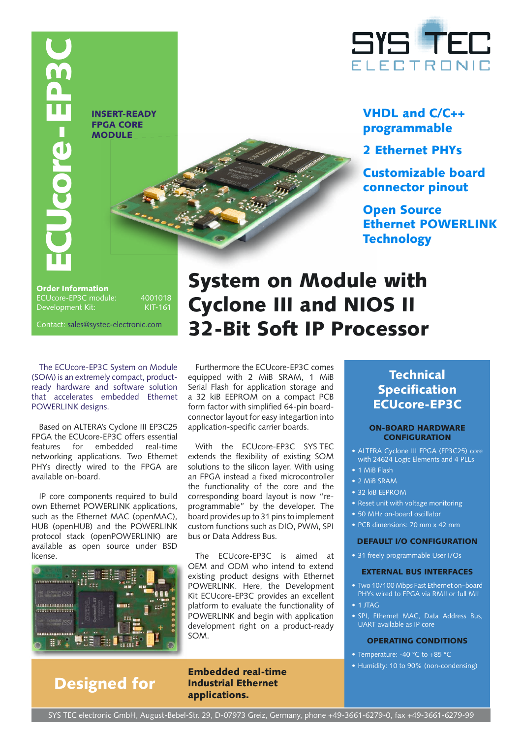# ECUcore-EP3C

**INSERT-READY FPGA CORE MODULE**

SYS TEC ELECTRONIC

**VHDL and C/C++ programmable**

**2 Ethernet PHYs**

**Customizable board connector pinout**

**Open Source Ethernet POWERLINK Technology**

**Order Information**

ECUcore-EP3C module: 4001018

Development Kit: KIT-161

Contact: sales@systec-electronic.com

# System on Module with Cyclone III and NIOS II 32-Bit Soft IP Processor

The ECUcore-EP3C System on Module (SOM) is an extremely compact, product-ready hardware and software solution that accelerates embedded Ethernet POWERLINK designs.

Based on ALTERA's Cyclone III EP3C25 FPGA the ECUcore-EP3C offers essential features for embedded real-time networking applications. Two Ethernet PHYs directly wired to the FPGA are available on-board.

IP core components required to build own Ethernet POWERLINK applications, such as the Ethernet MAC (openMAC), HUB (openHUB) and the POWERLINK protocol stack (openPOWERLINK) are available as open source under BSD license.

Furthermore the ECUcore-EP3C comes equipped with 2 MiB SRAM, 1 MiB Serial Flash for application storage and a 32 kiB EEPROM on a compact PCB form factor with simplified 64-pin board-connector layout for easy integartion into application-specific carrier boards.

With the ECUcore-EP3C SYS TEC extends the flexibility of existing SOM solutions to the silicon layer. With using an FPGA instead a fixed microcontroller the functionality of the core and the corresponding board layout is now "re-programmable" by the developer. The board provides up to 31 pins to implement custom functions such as DIO, PWM, SPI bus or Data Address Bus.

The ECUcore-EP3C is aimed at OEM and ODM who intend to extend existing product designs with Ethernet POWERLINK. Here, the Development Kit ECUcore-EP3C provides an excellent platform to evaluate the functionality of POWERLINK and begin with application development right on a product-ready SOM.

## Technical Specification ECUcore-EP3C

### ON-BOARD HARDWARE CONFIGURATION

- ALTERA Cyclone III FPGA (EP3C25) core with 24624 Logic Elements and 4 PLLs
- 1 MiB Flash
- 2 MiB SRAM
- 32 kiB EEPROM
- Reset unit with voltage monitoring
- 50 MHz on-board oscillator
- PCB dimensions: 70 mm x 42 mm

### DEFAULT I/O CONFIGURATION

- 31 freely programmable User I/Os

### EXTERNAL BUS INTERFACES

- Two 10/100 Mbps Fast Ethernet on–board PHYs wired to FPGA via RMII or full MII
- 1 JTAG
- SPI, Ethernet MAC, Data Address Bus, UART available as IP core

### OPERATING CONDITIONS

- Temperature: -40 °C to +85 °C
- Humidity: 10 to 90% (non-condensing)

## Designed for

**Embedded real-time Industrial Ethernet applications.**

SYS TEC electronic GmbH, August-Bebel-Str. 29, D-07973 Greiz, Germany, phone +49-3661-6279-0, fax +49-3661-6279-99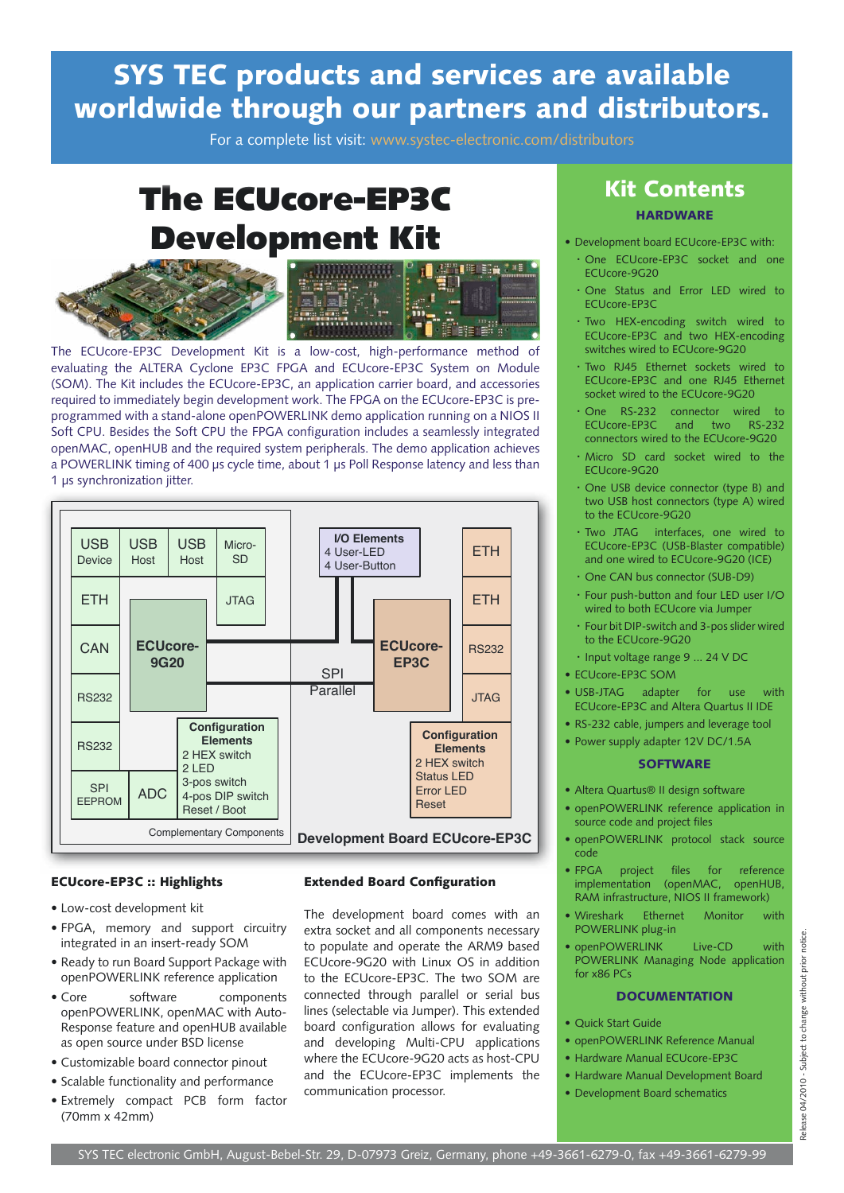# SYS TEC products and services are available worldwide through our partners and distributors.

For a complete list visit: www.systec-electronic.com/distributors

# The ECUcore-EP3C Development Kit

The ECUcore-EP3C Development Kit is a low-cost, high-performance method of evaluating the ALTERA Cyclone EP3C FPGA and ECUcore-EP3C System on Module (SOM). The Kit includes the ECUcore-EP3C, an application carrier board, and accessories required to immediately begin development work. The FPGA on the ECUcore-EP3C is pre-programmed with a stand-alone openPOWERLINK demo application running on a NIOS II Soft CPU. Besides the Soft CPU the FPGA configuration includes a seamlessly integrated openMAC, openHUB and the required system peripherals. The demo application achieves a POWERLINK timing of 400 µs cycle time, about 1 µs Poll Response latency and less than 1 µs synchronization jitter.

USB Device
USB Host
USB Host
Micro-SD
ETH
JTAG
CAN
ECUcore-9G20
RS232
RS232
Configuration Elements
2 HEX switch
2 LED
3-pos switch
4-pos DIP switch
Reset / Boot
SPI EEPROM
ADC
Complementary Components
I/O Elements
4 User-LED
4 User-Button
SPI
Parallel
ECUcore-EP3C
ETH
ETH
RS232
JTAG
Configuration Elements
2 HEX switch
Status LED
Error LED
Reset
Development Board ECUcore-EP3C

### ECUcore-EP3C :: Highlights

- Low-cost development kit
- FPGA, memory and support circuitry integrated in an insert-ready SOM
- Ready to run Board Support Package with openPOWERLINK reference application
- Core software components openPOWERLINK, openMAC with Auto-Response feature and openHUB available as open source under BSD license
- Customizable board connector pinout
- Scalable functionality and performance
- Extremely compact PCB form factor (70mm x 42mm)

### Extended Board Configuration

The development board comes with an extra socket and all components necessary to populate and operate the ARM9 based ECUcore-9G20 with Linux OS in addition to the ECUcore-EP3C. The two SOM are connected through parallel or serial bus lines (selectable via Jumper). This extended board configuration allows for evaluating and developing Multi-CPU applications where the ECUcore-9G20 acts as host-CPU and the ECUcore-EP3C implements the communication processor.

## Kit Contents

### HARDWARE

- Development board ECUcore-EP3C with:
  - One ECUcore-EP3C socket and one ECUcore-9G20
  - One Status and Error LED wired to ECUcore-EP3C
  - Two HEX-encoding switch wired to ECUcore-EP3C and two HEX-encoding switches wired to ECUcore-9G20
  - Two RJ45 Ethernet sockets wired to ECUcore-EP3C and one RJ45 Ethernet socket wired to the ECUcore-9G20
  - One RS-232 connector wired to ECUcore-EP3C and two RS-232 connectors wired to the ECUcore-9G20
  - Micro SD card socket wired to the ECUcore-9G20
  - One USB device connector (type B) and two USB host connectors (type A) wired to the ECUcore-9G20
  - Two JTAG interfaces, one wired to ECUcore-EP3C (USB-Blaster compatible) and one wired to ECUcore-9G20 (ICE)
  - One CAN bus connector (SUB-D9)
  - Four push-button and four LED user I/O wired to both ECUcore via Jumper
  - Four bit DIP-switch and 3-pos slider wired to the ECUcore-9G20
  - Input voltage range 9 ... 24 V DC
- ECUcore-EP3C SOM
- USB-JTAG adapter for use with ECUcore-EP3C and Altera Quartus II IDE
- RS-232 cable, jumpers and leverage tool
- Power supply adapter 12V DC/1.5A

### SOFTWARE

- Altera Quartus® II design software
- openPOWERLINK reference application in source code and project files
- openPOWERLINK protocol stack source code
- FPGA project files for reference implementation (openMAC, openHUB, RAM infrastructure, NIOS II framework)
- Wireshark Ethernet Monitor with POWERLINK plug-in
- openPOWERLINK Live-CD with POWERLINK Managing Node application for x86 PCs

### DOCUMENTATION

- Quick Start Guide
- openPOWERLINK Reference Manual
- Hardware Manual ECUcore-EP3C
- Hardware Manual Development Board
- Development Board schematics

Release 04/2010 - Subject to change without prior notice.

SYS TEC electronic GmbH, August-Bebel-Str. 29, D-07973 Greiz, Germany, phone +49-3661-6279-0, fax +49-3661-6279-99